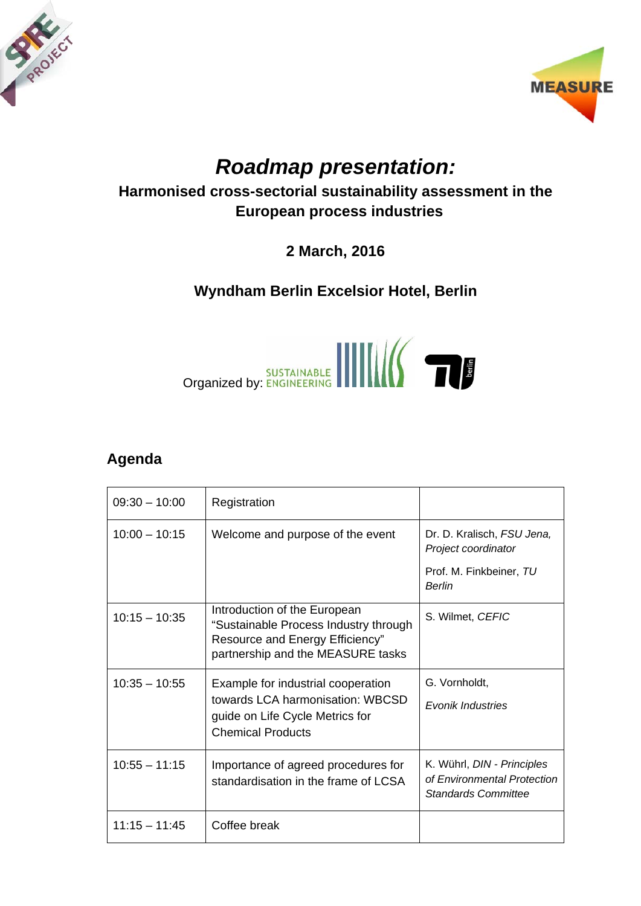# *Roadmap presentation:*

**Harmonised cross-sectorial sustainability assessment in the European process industries**

**2 March, 2016**

**Wyndham Berlin Excelsior Hotel, Berlin**

Organized by: SUSTAINABLE ENGINEERING

## Agenda

| | | |
|---|---|---|
| 09:30 – 10:00 | Registration | |
| 10:00 – 10:15 | Welcome and purpose of the event | Dr. D. Kralisch, *FSU Jena, Project coordinator*<br><br>Prof. M. Finkbeiner, *TU Berlin* |
| 10:15 – 10:35 | Introduction of the European "Sustainable Process Industry through Resource and Energy Efficiency" partnership and the MEASURE tasks | S. Wilmet, *CEFIC* |
| 10:35 – 10:55 | Example for industrial cooperation towards LCA harmonisation: WBCSD guide on Life Cycle Metrics for Chemical Products | G. Vornholdt,<br><br>*Evonik Industries* |
| 10:55 – 11:15 | Importance of agreed procedures for standardisation in the frame of LCSA | K. Wührl, *DIN - Principles of Environmental Protection Standards Committee* |
| 11:15 – 11:45 | Coffee break | |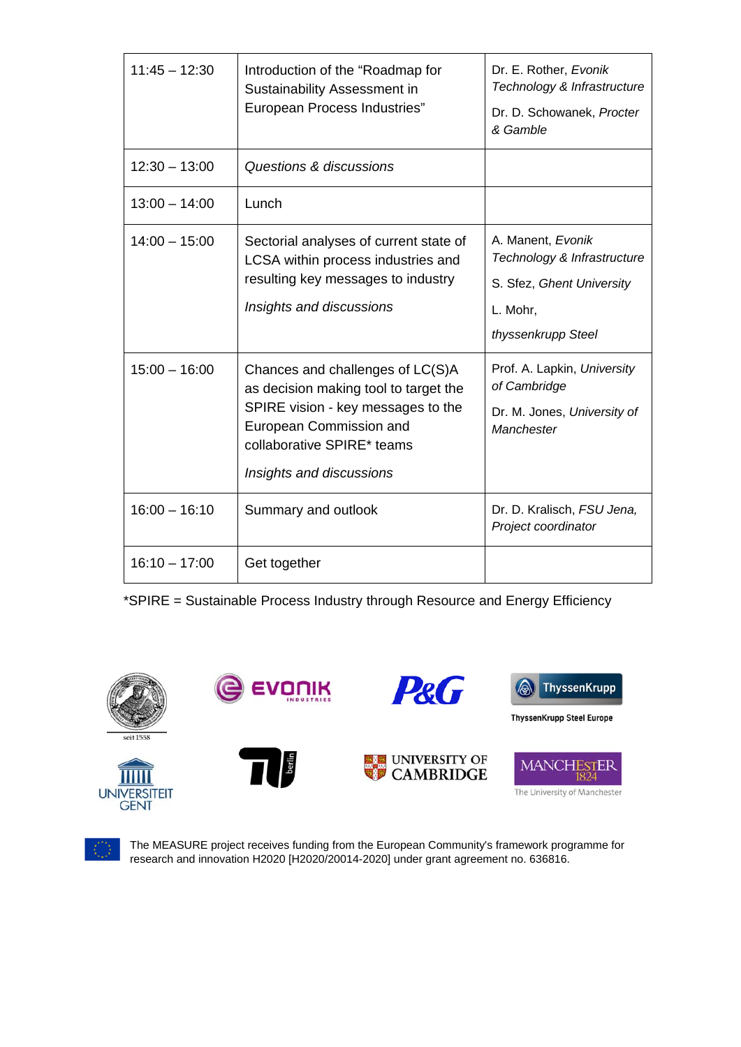| | | |
|---|---|---|
| 11:45 – 12:30 | Introduction of the “Roadmap for Sustainability Assessment in European Process Industries” | Dr. E. Rother, *Evonik Technology & Infrastructure*<br>Dr. D. Schowanek, *Procter & Gamble* |
| 12:30 – 13:00 | *Questions & discussions* | |
| 13:00 – 14:00 | Lunch | |
| 14:00 – 15:00 | Sectorial analyses of current state of LCSA within process industries and resulting key messages to industry<br>*Insights and discussions* | A. Manent, *Evonik Technology & Infrastructure*<br>S. Sfez, *Ghent University*<br>L. Mohr,<br>*thyssenkrupp Steel* |
| 15:00 – 16:00 | Chances and challenges of LC(S)A as decision making tool to target the SPIRE vision - key messages to the European Commission and collaborative SPIRE* teams<br>*Insights and discussions* | Prof. A. Lapkin, *University of Cambridge*<br>Dr. M. Jones, *University of Manchester* |
| 16:00 – 16:10 | Summary and outlook | Dr. D. Kralisch, *FSU Jena, Project coordinator* |
| 16:10 – 17:00 | Get together | |

*SPIRE = Sustainable Process Industry through Resource and Energy Efficiency

seit 1558

EVONIK INDUSTRIES

P&G

ThyssenKrupp

ThyssenKrupp Steel Europe

UNIVERSITEIT GENT

TU berlin

UNIVERSITY OF CAMBRIDGE

MANCHESTER 1824

The University of Manchester

The MEASURE project receives funding from the European Community's framework programme for research and innovation H2020 [H2020/20014-2020] under grant agreement no. 636816.